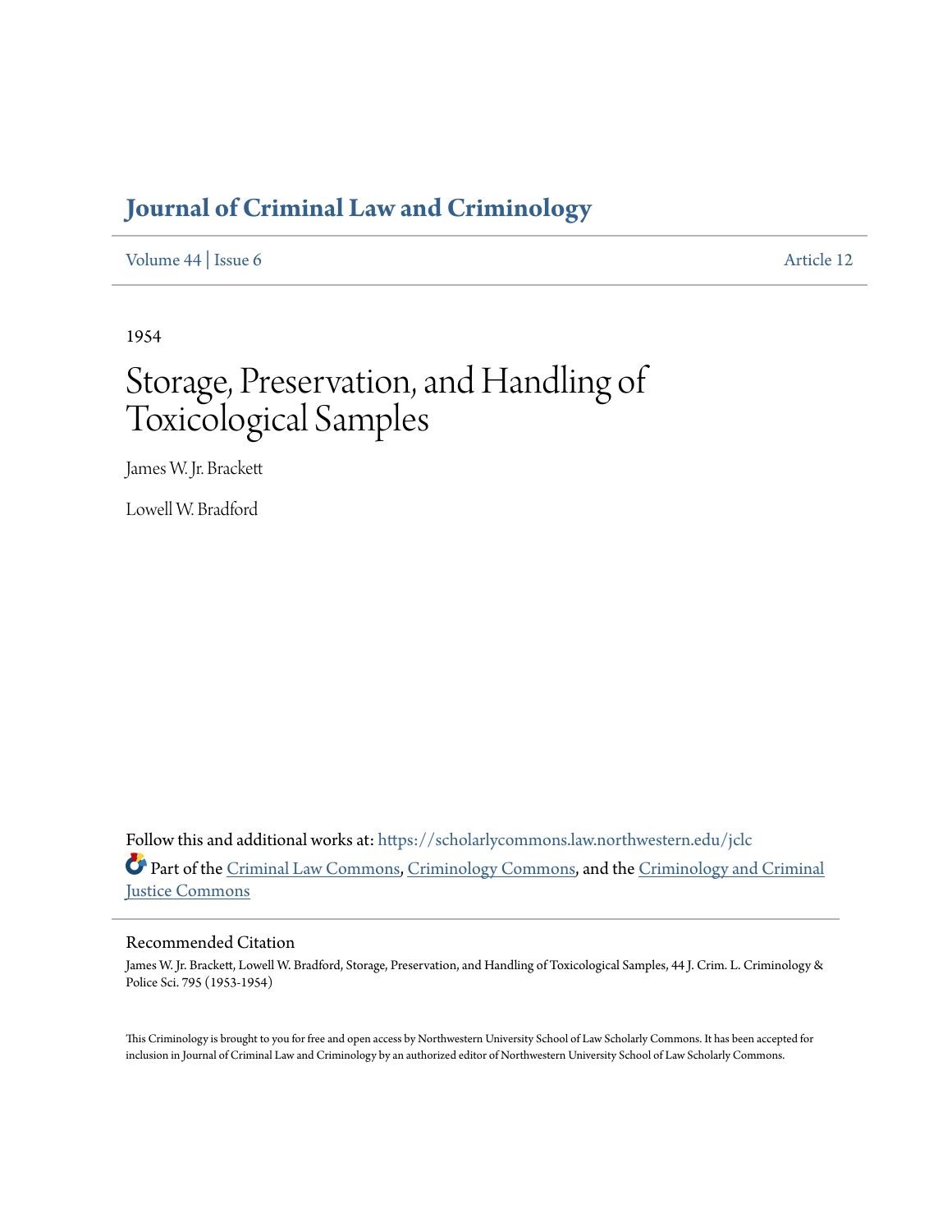# Journal of Criminal Law and Criminology

Volume 44 | Issue 6 Article 12

1954

# Storage, Preservation, and Handling of Toxicological Samples

James W. Jr. Brackett

Lowell W. Bradford

Follow this and additional works at: https://scholarlycommons.law.northwestern.edu/jclc

Part of the Criminal Law Commons, Criminology Commons, and the Criminology and Criminal Justice Commons

## Recommended Citation

James W. Jr. Brackett, Lowell W. Bradford, Storage, Preservation, and Handling of Toxicological Samples, 44 J. Crim. L. Criminology & Police Sci. 795 (1953-1954)

This Criminology is brought to you for free and open access by Northwestern University School of Law Scholarly Commons. It has been accepted for inclusion in Journal of Criminal Law and Criminology by an authorized editor of Northwestern University School of Law Scholarly Commons.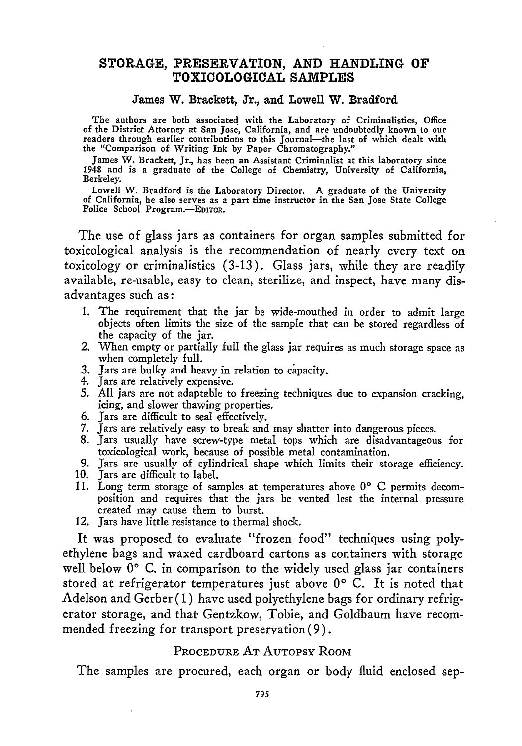# STORAGE, PRESERVATION, AND HANDLING OF TOXICOLOGICAL SAMPLES

**James W. Brackett, Jr., and Lowell W. Bradford**

The authors are both associated with the Laboratory of Criminalistics, Office of the District Attorney at San Jose, California, and are undoubtedly known to our readers through earlier contributions to this Journal—the last of which dealt with the "Comparison of Writing Ink by Paper Chromatography."

James W. Brackett, Jr., has been an Assistant Criminalist at this laboratory since 1948 and is a graduate of the College of Chemistry, University of California, Berkeley.

Lowell W. Bradford is the Laboratory Director. A graduate of the University of California, he also serves as a part time instructor in the San Jose State College Police School Program.—EDITOR.

The use of glass jars as containers for organ samples submitted for toxicological analysis is the recommendation of nearly every text on toxicology or criminalistics (3-13). Glass jars, while they are readily available, re-usable, easy to clean, sterilize, and inspect, have many disadvantages such as:

1. The requirement that the jar be wide-mouthed in order to admit large objects often limits the size of the sample that can be stored regardless of the capacity of the jar.
2. When empty or partially full the glass jar requires as much storage space as when completely full.
3. Jars are bulky and heavy in relation to capacity.
4. Jars are relatively expensive.
5. All jars are not adaptable to freezing techniques due to expansion cracking, icing, and slower thawing properties.
6. Jars are difficult to seal effectively.
7. Jars are relatively easy to break and may shatter into dangerous pieces.
8. Jars usually have screw-type metal tops which are disadvantageous for toxicological work, because of possible metal contamination.
9. Jars are usually of cylindrical shape which limits their storage efficiency.
10. Jars are difficult to label.
11. Long term storage of samples at temperatures above 0° C permits decomposition and requires that the jars be vented lest the internal pressure created may cause them to burst.
12. Jars have little resistance to thermal shock.

It was proposed to evaluate "frozen food" techniques using polyethylene bags and waxed cardboard cartons as containers with storage well below 0° C. in comparison to the widely used glass jar containers stored at refrigerator temperatures just above 0° C. It is noted that Adelson and Gerber (1) have used polyethylene bags for ordinary refrigerator storage, and that Gentzkow, Tobie, and Goldbaum have recommended freezing for transport preservation (9).

## PROCEDURE AT AUTOPSY ROOM

The samples are procured, each organ or body fluid enclosed sep-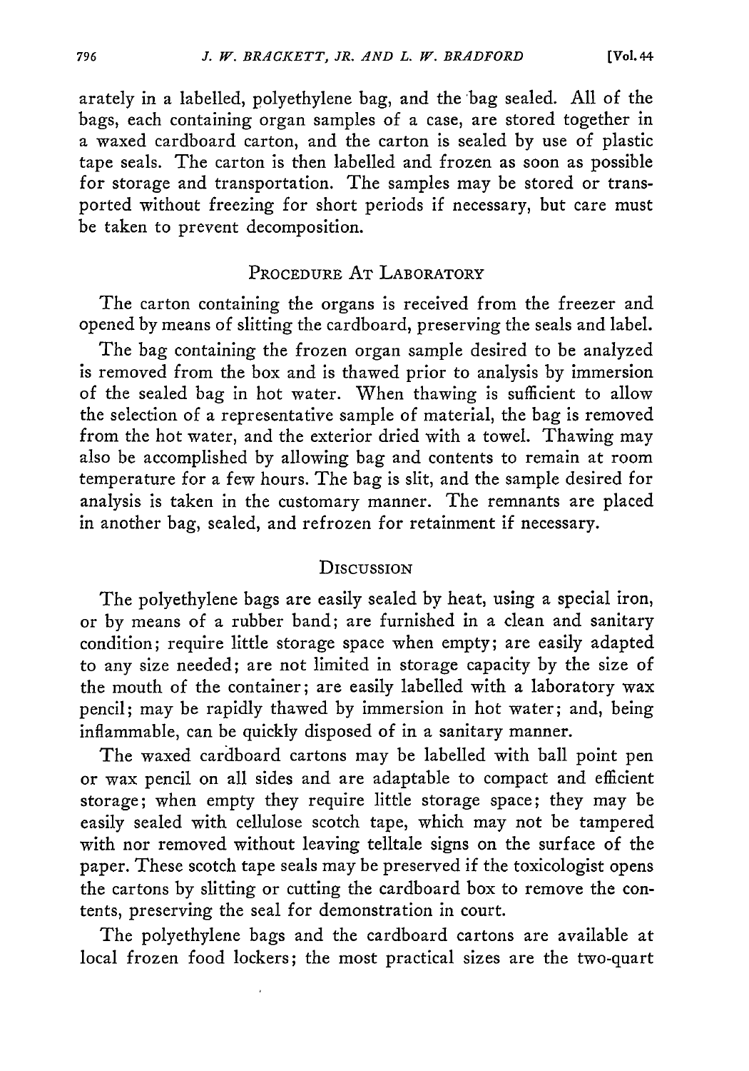arately in a labelled, polyethylene bag, and the bag sealed. All of the bags, each containing organ samples of a case, are stored together in a waxed cardboard carton, and the carton is sealed by use of plastic tape seals. The carton is then labelled and frozen as soon as possible for storage and transportation. The samples may be stored or transported without freezing for short periods if necessary, but care must be taken to prevent decomposition.

## Procedure At Laboratory

The carton containing the organs is received from the freezer and opened by means of slitting the cardboard, preserving the seals and label.

The bag containing the frozen organ sample desired to be analyzed is removed from the box and is thawed prior to analysis by immersion of the sealed bag in hot water. When thawing is sufficient to allow the selection of a representative sample of material, the bag is removed from the hot water, and the exterior dried with a towel. Thawing may also be accomplished by allowing bag and contents to remain at room temperature for a few hours. The bag is slit, and the sample desired for analysis is taken in the customary manner. The remnants are placed in another bag, sealed, and refrozen for retainment if necessary.

## Discussion

The polyethylene bags are easily sealed by heat, using a special iron, or by means of a rubber band; are furnished in a clean and sanitary condition; require little storage space when empty; are easily adapted to any size needed; are not limited in storage capacity by the size of the mouth of the container; are easily labelled with a laboratory wax pencil; may be rapidly thawed by immersion in hot water; and, being inflammable, can be quickly disposed of in a sanitary manner.

The waxed cardboard cartons may be labelled with ball point pen or wax pencil on all sides and are adaptable to compact and efficient storage; when empty they require little storage space; they may be easily sealed with cellulose scotch tape, which may not be tampered with nor removed without leaving telltale signs on the surface of the paper. These scotch tape seals may be preserved if the toxicologist opens the cartons by slitting or cutting the cardboard box to remove the contents, preserving the seal for demonstration in court.

The polyethylene bags and the cardboard cartons are available at local frozen food lockers; the most practical sizes are the two-quart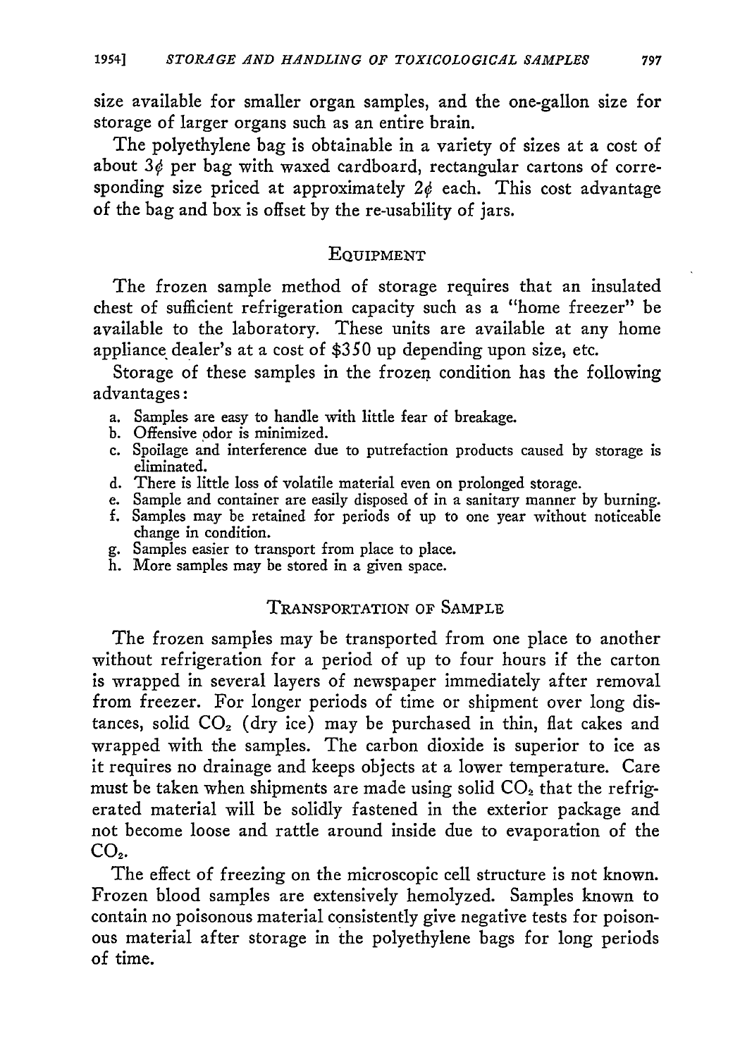size available for smaller organ samples, and the one-gallon size for storage of larger organs such as an entire brain.

The polyethylene bag is obtainable in a variety of sizes at a cost of about 3¢ per bag with waxed cardboard, rectangular cartons of corresponding size priced at approximately 2¢ each. This cost advantage of the bag and box is offset by the re-usability of jars.

## Equipment

The frozen sample method of storage requires that an insulated chest of sufficient refrigeration capacity such as a "home freezer" be available to the laboratory. These units are available at any home appliance dealer's at a cost of $350 up depending upon size, etc.

Storage of these samples in the frozen condition has the following advantages:

a. Samples are easy to handle with little fear of breakage.
b. Offensive odor is minimized.
c. Spoilage and interference due to putrefaction products caused by storage is eliminated.
d. There is little loss of volatile material even on prolonged storage.
e. Sample and container are easily disposed of in a sanitary manner by burning.
f. Samples may be retained for periods of up to one year without noticeable change in condition.
g. Samples easier to transport from place to place.
h. More samples may be stored in a given space.

## Transportation of Sample

The frozen samples may be transported from one place to another without refrigeration for a period of up to four hours if the carton is wrapped in several layers of newspaper immediately after removal from freezer. For longer periods of time or shipment over long distances, solid $CO_2$ (dry ice) may be purchased in thin, flat cakes and wrapped with the samples. The carbon dioxide is superior to ice as it requires no drainage and keeps objects at a lower temperature. Care must be taken when shipments are made using solid $CO_2$ that the refrigerated material will be solidly fastened in the exterior package and not become loose and rattle around inside due to evaporation of the $CO_2$.

The effect of freezing on the microscopic cell structure is not known. Frozen blood samples are extensively hemolyzed. Samples known to contain no poisonous material consistently give negative tests for poisonous material after storage in the polyethylene bags for long periods of time.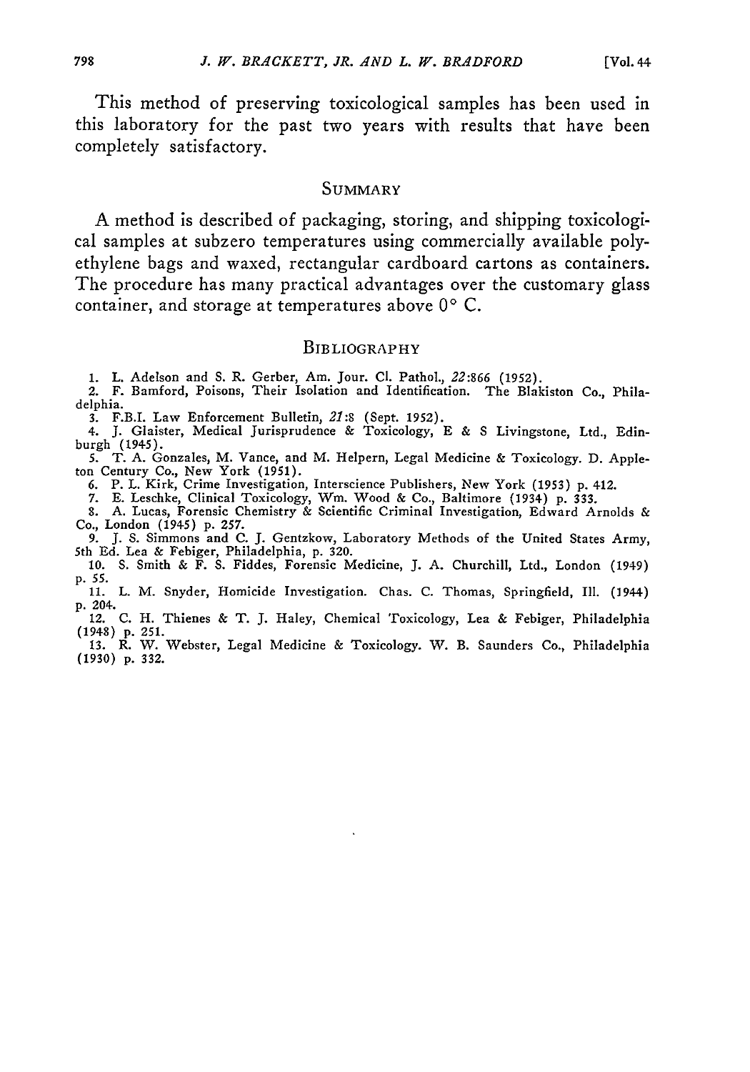This method of preserving toxicological samples has been used in this laboratory for the past two years with results that have been completely satisfactory.

## Summary

A method is described of packaging, storing, and shipping toxicological samples at subzero temperatures using commercially available polyethylene bags and waxed, rectangular cardboard cartons as containers. The procedure has many practical advantages over the customary glass container, and storage at temperatures above 0° C.

## Bibliography

1. L. Adelson and S. R. Gerber, Am. Jour. Cl. Pathol., *22*:866 (1952).
2. F. Bamford, Poisons, Their Isolation and Identification. The Blakiston Co., Philadelphia.
3. F.B.I. Law Enforcement Bulletin, *21*:8 (Sept. 1952).
4. J. Glaister, Medical Jurisprudence & Toxicology, E & S Livingstone, Ltd., Edinburgh (1945).
5. T. A. Gonzales, M. Vance, and M. Helpern, Legal Medicine & Toxicology. D. Appleton Century Co., New York (1951).
6. P. L. Kirk, Crime Investigation, Interscience Publishers, New York (1953) p. 412.
7. E. Leschke, Clinical Toxicology, Wm. Wood & Co., Baltimore (1934) p. 333.
8. A. Lucas, Forensic Chemistry & Scientific Criminal Investigation, Edward Arnolds & Co., London (1945) p. 257.
9. J. S. Simmons and C. J. Gentzkow, Laboratory Methods of the United States Army, 5th Ed. Lea & Febiger, Philadelphia, p. 320.
10. S. Smith & F. S. Fiddes, Forensic Medicine, J. A. Churchill, Ltd., London (1949) p. 55.
11. L. M. Snyder, Homicide Investigation. Chas. C. Thomas, Springfield, Ill. (1944) p. 204.
12. C. H. Thienes & T. J. Haley, Chemical Toxicology, Lea & Febiger, Philadelphia (1948) p. 251.
13. R. W. Webster, Legal Medicine & Toxicology. W. B. Saunders Co., Philadelphia (1930) p. 332.